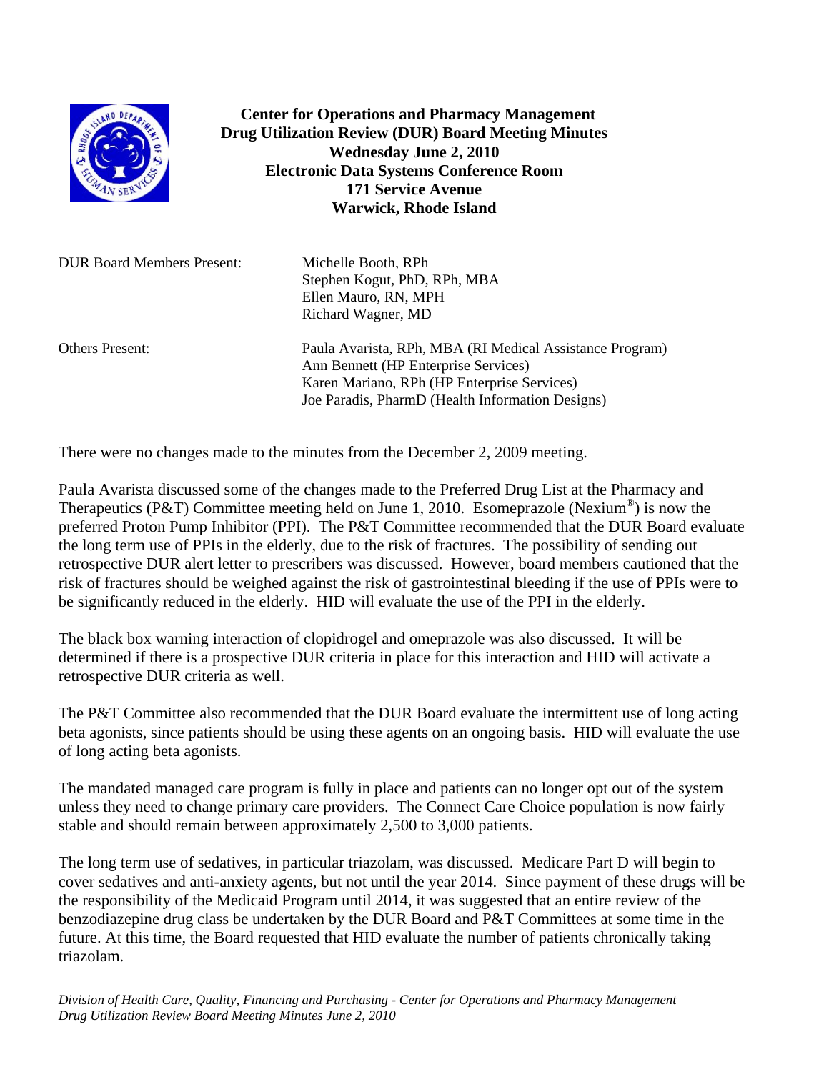**Center for Operations and Pharmacy Management**
**Drug Utilization Review (DUR) Board Meeting Minutes**
**Wednesday June 2, 2010**
**Electronic Data Systems Conference Room**
**171 Service Avenue**
**Warwick, Rhode Island**

| | |
|---|---|
| DUR Board Members Present: | Michelle Booth, RPh<br>Stephen Kogut, PhD, RPh, MBA<br>Ellen Mauro, RN, MPH<br>Richard Wagner, MD |
| Others Present: | Paula Avarista, RPh, MBA (RI Medical Assistance Program)<br>Ann Bennett (HP Enterprise Services)<br>Karen Mariano, RPh (HP Enterprise Services)<br>Joe Paradis, PharmD (Health Information Designs) |

There were no changes made to the minutes from the December 2, 2009 meeting.

Paula Avarista discussed some of the changes made to the Preferred Drug List at the Pharmacy and Therapeutics (P&T) Committee meeting held on June 1, 2010. Esomeprazole (Nexium®) is now the preferred Proton Pump Inhibitor (PPI). The P&T Committee recommended that the DUR Board evaluate the long term use of PPIs in the elderly, due to the risk of fractures. The possibility of sending out retrospective DUR alert letter to prescribers was discussed. However, board members cautioned that the risk of fractures should be weighed against the risk of gastrointestinal bleeding if the use of PPIs were to be significantly reduced in the elderly. HID will evaluate the use of the PPI in the elderly.

The black box warning interaction of clopidrogel and omeprazole was also discussed. It will be determined if there is a prospective DUR criteria in place for this interaction and HID will activate a retrospective DUR criteria as well.

The P&T Committee also recommended that the DUR Board evaluate the intermittent use of long acting beta agonists, since patients should be using these agents on an ongoing basis. HID will evaluate the use of long acting beta agonists.

The mandated managed care program is fully in place and patients can no longer opt out of the system unless they need to change primary care providers. The Connect Care Choice population is now fairly stable and should remain between approximately 2,500 to 3,000 patients.

The long term use of sedatives, in particular triazolam, was discussed. Medicare Part D will begin to cover sedatives and anti-anxiety agents, but not until the year 2014. Since payment of these drugs will be the responsibility of the Medicaid Program until 2014, it was suggested that an entire review of the benzodiazepine drug class be undertaken by the DUR Board and P&T Committees at some time in the future. At this time, the Board requested that HID evaluate the number of patients chronically taking triazolam.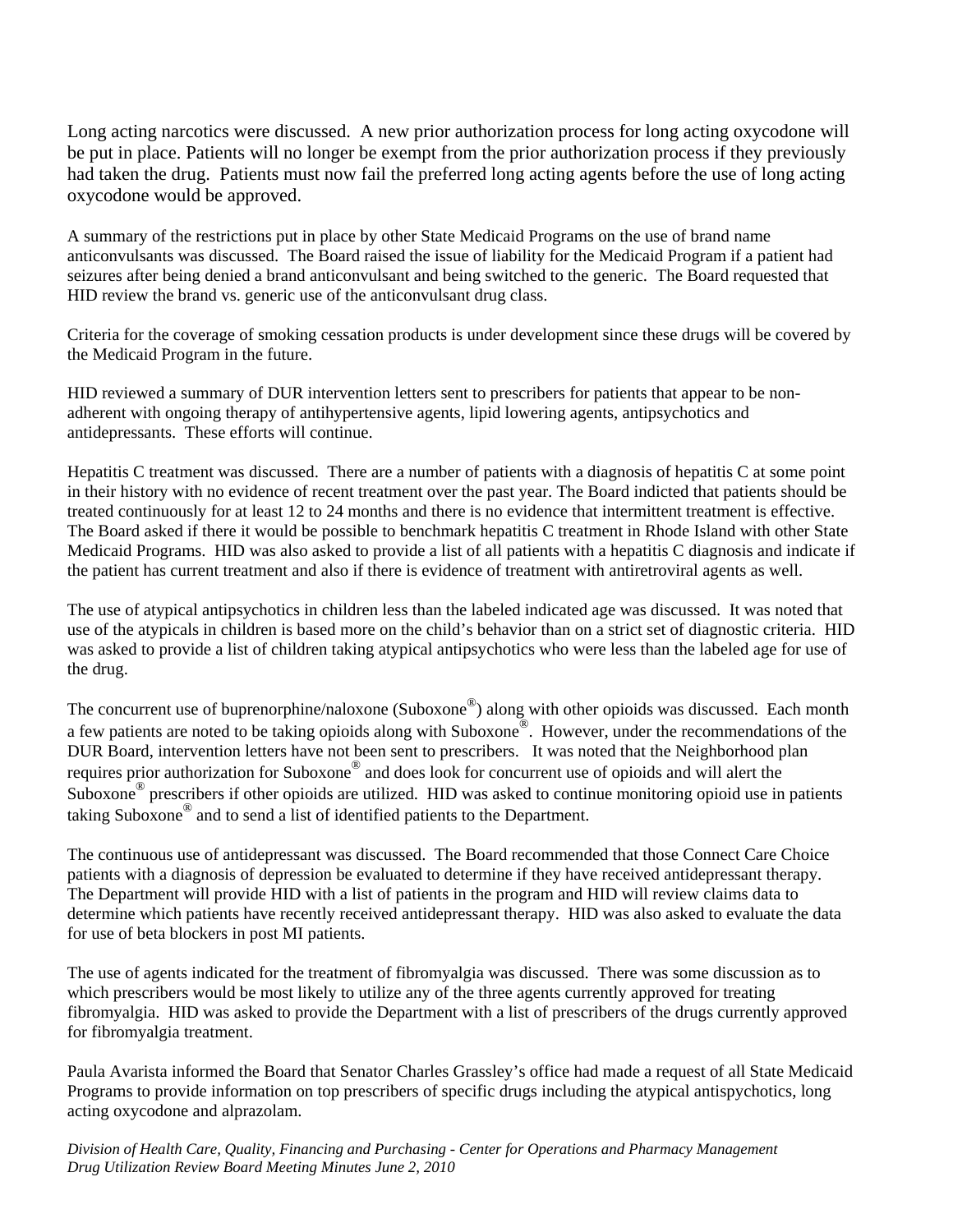Long acting narcotics were discussed. A new prior authorization process for long acting oxycodone will be put in place. Patients will no longer be exempt from the prior authorization process if they previously had taken the drug. Patients must now fail the preferred long acting agents before the use of long acting oxycodone would be approved.

A summary of the restrictions put in place by other State Medicaid Programs on the use of brand name anticonvulsants was discussed. The Board raised the issue of liability for the Medicaid Program if a patient had seizures after being denied a brand anticonvulsant and being switched to the generic. The Board requested that HID review the brand vs. generic use of the anticonvulsant drug class.

Criteria for the coverage of smoking cessation products is under development since these drugs will be covered by the Medicaid Program in the future.

HID reviewed a summary of DUR intervention letters sent to prescribers for patients that appear to be non-adherent with ongoing therapy of antihypertensive agents, lipid lowering agents, antipsychotics and antidepressants. These efforts will continue.

Hepatitis C treatment was discussed. There are a number of patients with a diagnosis of hepatitis C at some point in their history with no evidence of recent treatment over the past year. The Board indicted that patients should be treated continuously for at least 12 to 24 months and there is no evidence that intermittent treatment is effective. The Board asked if there it would be possible to benchmark hepatitis C treatment in Rhode Island with other State Medicaid Programs. HID was also asked to provide a list of all patients with a hepatitis C diagnosis and indicate if the patient has current treatment and also if there is evidence of treatment with antiretroviral agents as well.

The use of atypical antipsychotics in children less than the labeled indicated age was discussed. It was noted that use of the atypicals in children is based more on the child's behavior than on a strict set of diagnostic criteria. HID was asked to provide a list of children taking atypical antipsychotics who were less than the labeled age for use of the drug.

The concurrent use of buprenorphine/naloxone (Suboxone®) along with other opioids was discussed. Each month a few patients are noted to be taking opioids along with Suboxone®. However, under the recommendations of the DUR Board, intervention letters have not been sent to prescribers. It was noted that the Neighborhood plan requires prior authorization for Suboxone® and does look for concurrent use of opioids and will alert the Suboxone® prescribers if other opioids are utilized. HID was asked to continue monitoring opioid use in patients taking Suboxone® and to send a list of identified patients to the Department.

The continuous use of antidepressant was discussed. The Board recommended that those Connect Care Choice patients with a diagnosis of depression be evaluated to determine if they have received antidepressant therapy. The Department will provide HID with a list of patients in the program and HID will review claims data to determine which patients have recently received antidepressant therapy. HID was also asked to evaluate the data for use of beta blockers in post MI patients.

The use of agents indicated for the treatment of fibromyalgia was discussed. There was some discussion as to which prescribers would be most likely to utilize any of the three agents currently approved for treating fibromyalgia. HID was asked to provide the Department with a list of prescribers of the drugs currently approved for fibromyalgia treatment.

Paula Avarista informed the Board that Senator Charles Grassley's office had made a request of all State Medicaid Programs to provide information on top prescribers of specific drugs including the atypical antispychotics, long acting oxycodone and alprazolam.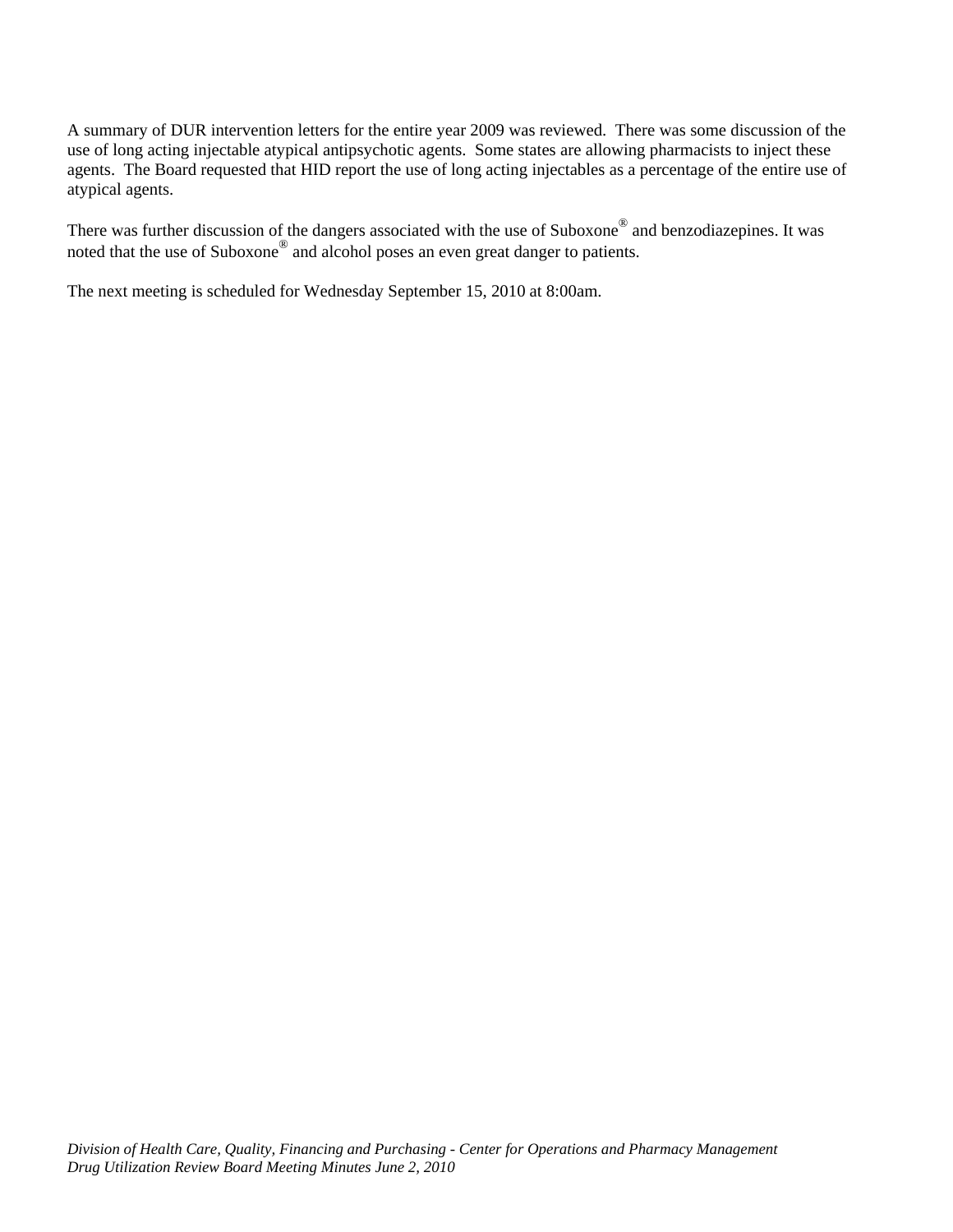A summary of DUR intervention letters for the entire year 2009 was reviewed. There was some discussion of the use of long acting injectable atypical antipsychotic agents. Some states are allowing pharmacists to inject these agents. The Board requested that HID report the use of long acting injectables as a percentage of the entire use of atypical agents.

There was further discussion of the dangers associated with the use of Suboxone® and benzodiazepines. It was noted that the use of Suboxone® and alcohol poses an even great danger to patients.

The next meeting is scheduled for Wednesday September 15, 2010 at 8:00am.